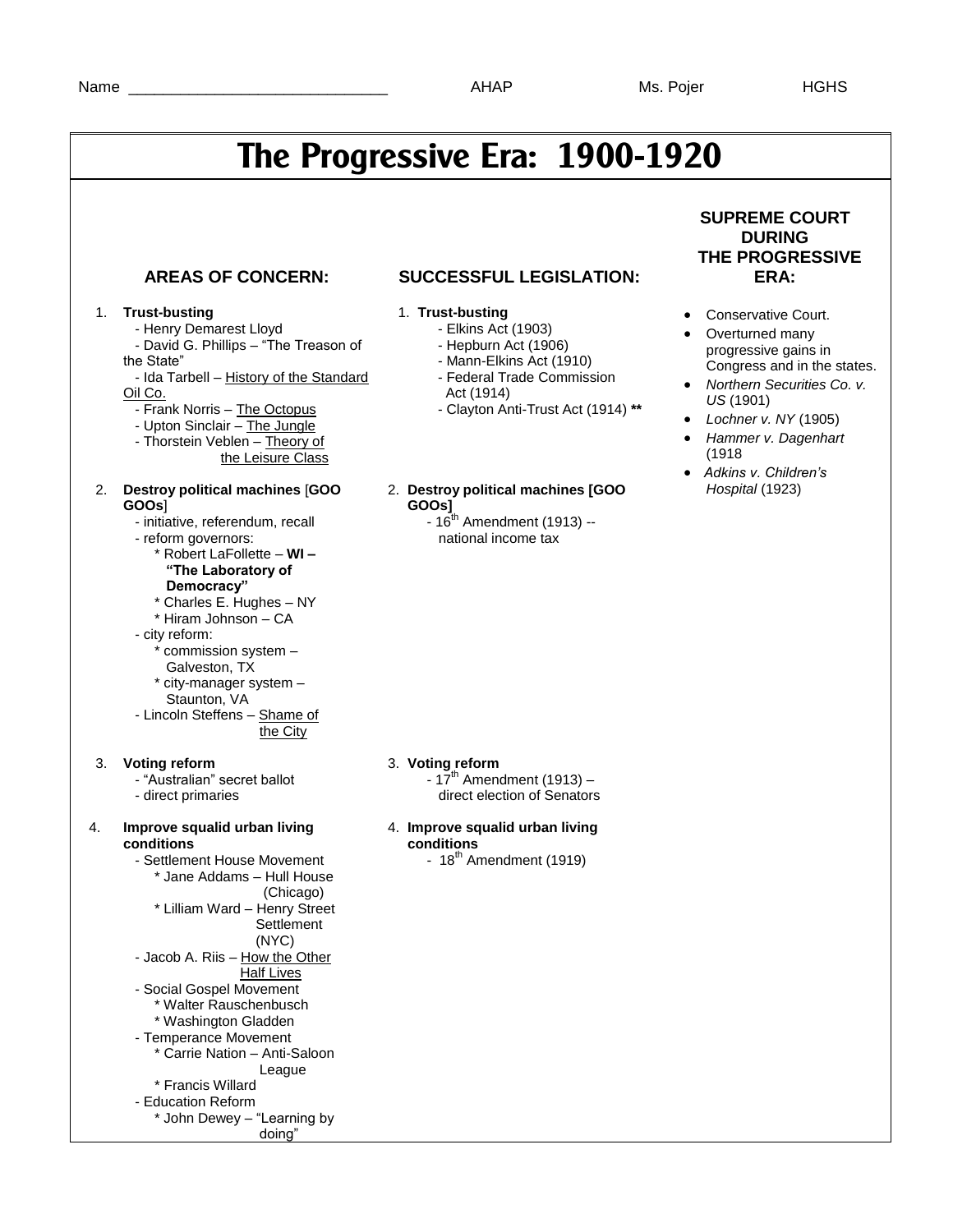Name ______________________________ AHAP Ms. Pojer HGHS

# The Progressive Era: 1900-1920

## AREAS OF CONCERN:

1. **Trust-busting**
   - Henry Demarest Lloyd
   - David G. Phillips – "The Treason of the State"
   - Ida Tarbell – History of the Standard Oil Co.
   - Frank Norris – The Octopus
   - Upton Sinclair – The Jungle
   - Thorstein Veblen – Theory of the Leisure Class

2. **Destroy political machines** [**GOO GOOs**]
   - initiative, referendum, recall
   - reform governors:
     * Robert LaFollette – **WI – "The Laboratory of Democracy"**
     * Charles E. Hughes – NY
     * Hiram Johnson – CA
   - city reform:
     * commission system – Galveston, TX
     * city-manager system – Staunton, VA
   - Lincoln Steffens – Shame of the City

3. **Voting reform**
   - "Australian" secret ballot
   - direct primaries

4. **Improve squalid urban living conditions**
   - Settlement House Movement
     * Jane Addams – Hull House (Chicago)
     * Lilliam Ward – Henry Street Settlement (NYC)
   - Jacob A. Riis – How the Other Half Lives
   - Social Gospel Movement
     * Walter Rauschenbusch
     * Washington Gladden
   - Temperance Movement
     * Carrie Nation – Anti-Saloon League
     * Francis Willard
   - Education Reform
     * John Dewey – "Learning by doing"

## SUCCESSFUL LEGISLATION:

1. **Trust-busting**
   - Elkins Act (1903)
   - Hepburn Act (1906)
   - Mann-Elkins Act (1910)
   - Federal Trade Commission Act (1914)
   - Clayton Anti-Trust Act (1914) **\*\***

2. **Destroy political machines [GOO GOOs]**
   - 16th Amendment (1913) -- national income tax

3. **Voting reform**
   - 17th Amendment (1913) – direct election of Senators

4. **Improve squalid urban living conditions**
   - 18th Amendment (1919)

## SUPREME COURT DURING THE PROGRESSIVE ERA:

- Conservative Court.
- Overturned many progressive gains in Congress and in the states.
- *Northern Securities Co. v. US* (1901)
- *Lochner v. NY* (1905)
- *Hammer v. Dagenhart* (1918
- *Adkins v. Children's Hospital* (1923)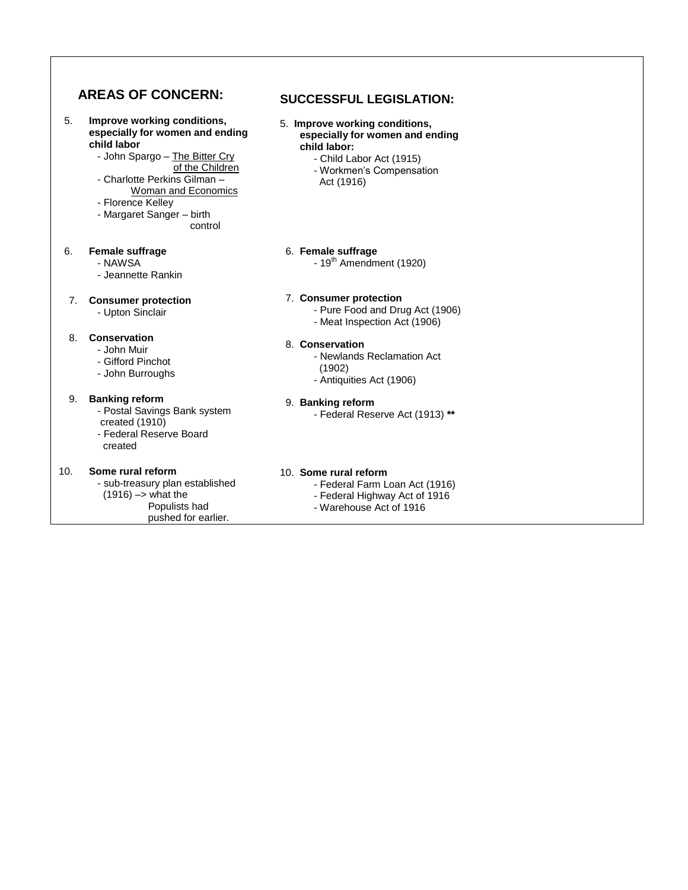## AREAS OF CONCERN:

5. **Improve working conditions, especially for women and ending child labor**
   - John Spargo – The Bitter Cry of the Children
   - Charlotte Perkins Gilman – Woman and Economics
   - Florence Kelley
   - Margaret Sanger – birth control

6. **Female suffrage**
   - NAWSA
   - Jeannette Rankin

7. **Consumer protection**
   - Upton Sinclair

8. **Conservation**
   - John Muir
   - Gifford Pinchot
   - John Burroughs

9. **Banking reform**
   - Postal Savings Bank system created (1910)
   - Federal Reserve Board created

10. **Some rural reform**
    - sub-treasury plan established (1916) –> what the Populists had pushed for earlier.

## SUCCESSFUL LEGISLATION:

5. **Improve working conditions, especially for women and ending child labor:**
   - Child Labor Act (1915)
   - Workmen's Compensation Act (1916)

6. **Female suffrage**
   - 19th Amendment (1920)

7. **Consumer protection**
   - Pure Food and Drug Act (1906)
   - Meat Inspection Act (1906)

8. **Conservation**
   - Newlands Reclamation Act (1902)
   - Antiquities Act (1906)

9. **Banking reform**
   - Federal Reserve Act (1913) **

10. **Some rural reform**
    - Federal Farm Loan Act (1916)
    - Federal Highway Act of 1916
    - Warehouse Act of 1916